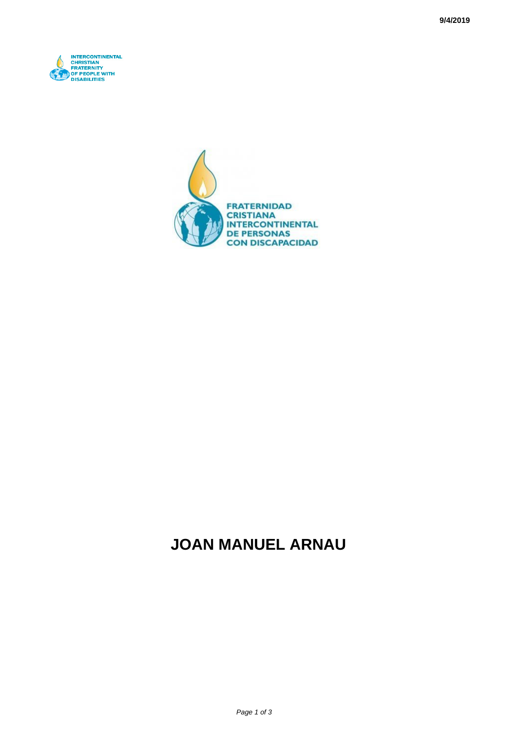INTERCONTINENTAL CHRISTIAN FRATERNITY OF PEOPLE WITH DISABILITIES

FRATERNIDAD CRISTIANA INTERCONTINENTAL DE PERSONAS CON DISCAPACIDAD

# JOAN MANUEL ARNAU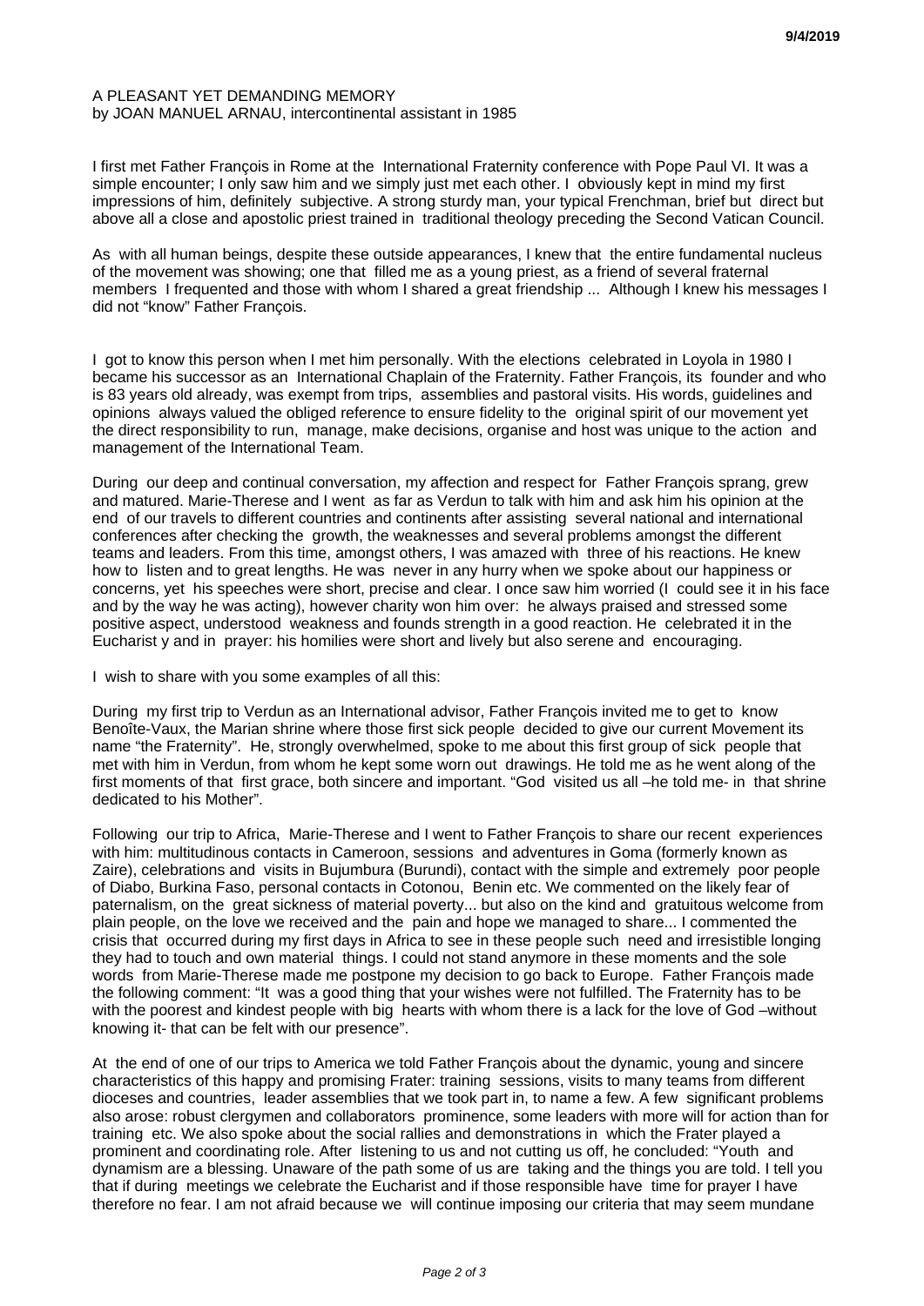A PLEASANT YET DEMANDING MEMORY
by JOAN MANUEL ARNAU, intercontinental assistant in 1985

I first met Father François in Rome at the International Fraternity conference with Pope Paul VI. It was a simple encounter; I only saw him and we simply just met each other. I obviously kept in mind my first impressions of him, definitely subjective. A strong sturdy man, your typical Frenchman, brief but direct but above all a close and apostolic priest trained in traditional theology preceding the Second Vatican Council.

As with all human beings, despite these outside appearances, I knew that the entire fundamental nucleus of the movement was showing; one that filled me as a young priest, as a friend of several fraternal members I frequented and those with whom I shared a great friendship ... Although I knew his messages I did not "know" Father François.

I got to know this person when I met him personally. With the elections celebrated in Loyola in 1980 I became his successor as an International Chaplain of the Fraternity. Father François, its founder and who is 83 years old already, was exempt from trips, assemblies and pastoral visits. His words, guidelines and opinions always valued the obliged reference to ensure fidelity to the original spirit of our movement yet the direct responsibility to run, manage, make decisions, organise and host was unique to the action and management of the International Team.

During our deep and continual conversation, my affection and respect for Father François sprang, grew and matured. Marie-Therese and I went as far as Verdun to talk with him and ask him his opinion at the end of our travels to different countries and continents after assisting several national and international conferences after checking the growth, the weaknesses and several problems amongst the different teams and leaders. From this time, amongst others, I was amazed with three of his reactions. He knew how to listen and to great lengths. He was never in any hurry when we spoke about our happiness or concerns, yet his speeches were short, precise and clear. I once saw him worried (I could see it in his face and by the way he was acting), however charity won him over: he always praised and stressed some positive aspect, understood weakness and founds strength in a good reaction. He celebrated it in the Eucharist y and in prayer: his homilies were short and lively but also serene and encouraging.

I wish to share with you some examples of all this:

During my first trip to Verdun as an International advisor, Father François invited me to get to know Benoîte-Vaux, the Marian shrine where those first sick people decided to give our current Movement its name "the Fraternity". He, strongly overwhelmed, spoke to me about this first group of sick people that met with him in Verdun, from whom he kept some worn out drawings. He told me as he went along of the first moments of that first grace, both sincere and important. "God visited us all –he told me- in that shrine dedicated to his Mother".

Following our trip to Africa, Marie-Therese and I went to Father François to share our recent experiences with him: multitudinous contacts in Cameroon, sessions and adventures in Goma (formerly known as Zaire), celebrations and visits in Bujumbura (Burundi), contact with the simple and extremely poor people of Diabo, Burkina Faso, personal contacts in Cotonou, Benin etc. We commented on the likely fear of paternalism, on the great sickness of material poverty... but also on the kind and gratuitous welcome from plain people, on the love we received and the pain and hope we managed to share... I commented the crisis that occurred during my first days in Africa to see in these people such need and irresistible longing they had to touch and own material things. I could not stand anymore in these moments and the sole words from Marie-Therese made me postpone my decision to go back to Europe. Father François made the following comment: "It was a good thing that your wishes were not fulfilled. The Fraternity has to be with the poorest and kindest people with big hearts with whom there is a lack for the love of God –without knowing it- that can be felt with our presence".

At the end of one of our trips to America we told Father François about the dynamic, young and sincere characteristics of this happy and promising Frater: training sessions, visits to many teams from different dioceses and countries, leader assemblies that we took part in, to name a few. A few significant problems also arose: robust clergymen and collaborators prominence, some leaders with more will for action than for training etc. We also spoke about the social rallies and demonstrations in which the Frater played a prominent and coordinating role. After listening to us and not cutting us off, he concluded: "Youth and dynamism are a blessing. Unaware of the path some of us are taking and the things you are told. I tell you that if during meetings we celebrate the Eucharist and if those responsible have time for prayer I have therefore no fear. I am not afraid because we will continue imposing our criteria that may seem mundane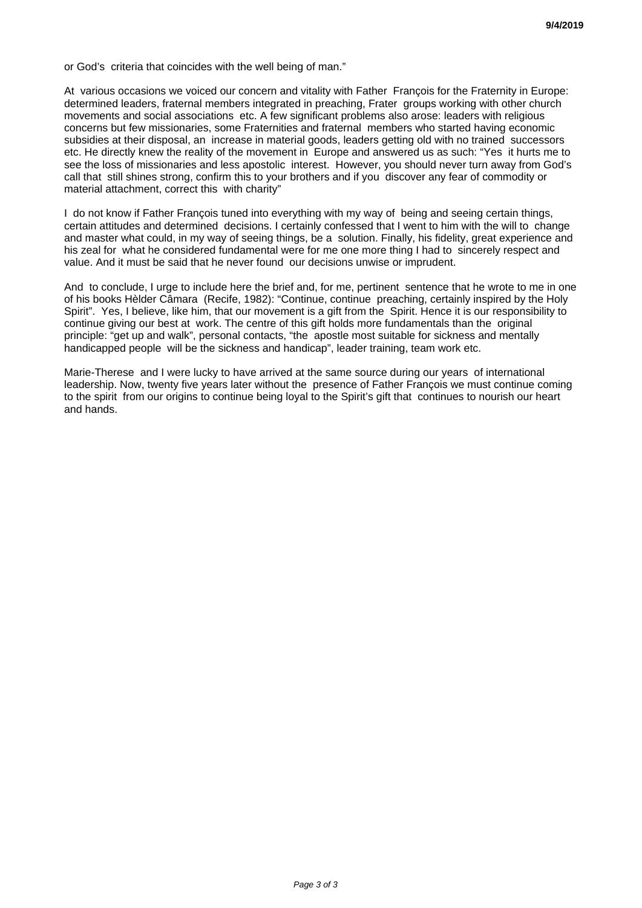or God's criteria that coincides with the well being of man."

At various occasions we voiced our concern and vitality with Father François for the Fraternity in Europe: determined leaders, fraternal members integrated in preaching, Frater groups working with other church movements and social associations etc. A few significant problems also arose: leaders with religious concerns but few missionaries, some Fraternities and fraternal members who started having economic subsidies at their disposal, an increase in material goods, leaders getting old with no trained successors etc. He directly knew the reality of the movement in Europe and answered us as such: "Yes it hurts me to see the loss of missionaries and less apostolic interest. However, you should never turn away from God's call that still shines strong, confirm this to your brothers and if you discover any fear of commodity or material attachment, correct this with charity"

I do not know if Father François tuned into everything with my way of being and seeing certain things, certain attitudes and determined decisions. I certainly confessed that I went to him with the will to change and master what could, in my way of seeing things, be a solution. Finally, his fidelity, great experience and his zeal for what he considered fundamental were for me one more thing I had to sincerely respect and value. And it must be said that he never found our decisions unwise or imprudent.

And to conclude, I urge to include here the brief and, for me, pertinent sentence that he wrote to me in one of his books Hèlder Câmara (Recife, 1982): "Continue, continue preaching, certainly inspired by the Holy Spirit". Yes, I believe, like him, that our movement is a gift from the Spirit. Hence it is our responsibility to continue giving our best at work. The centre of this gift holds more fundamentals than the original principle: "get up and walk", personal contacts, "the apostle most suitable for sickness and mentally handicapped people will be the sickness and handicap", leader training, team work etc.

Marie-Therese and I were lucky to have arrived at the same source during our years of international leadership. Now, twenty five years later without the presence of Father François we must continue coming to the spirit from our origins to continue being loyal to the Spirit's gift that continues to nourish our heart and hands.